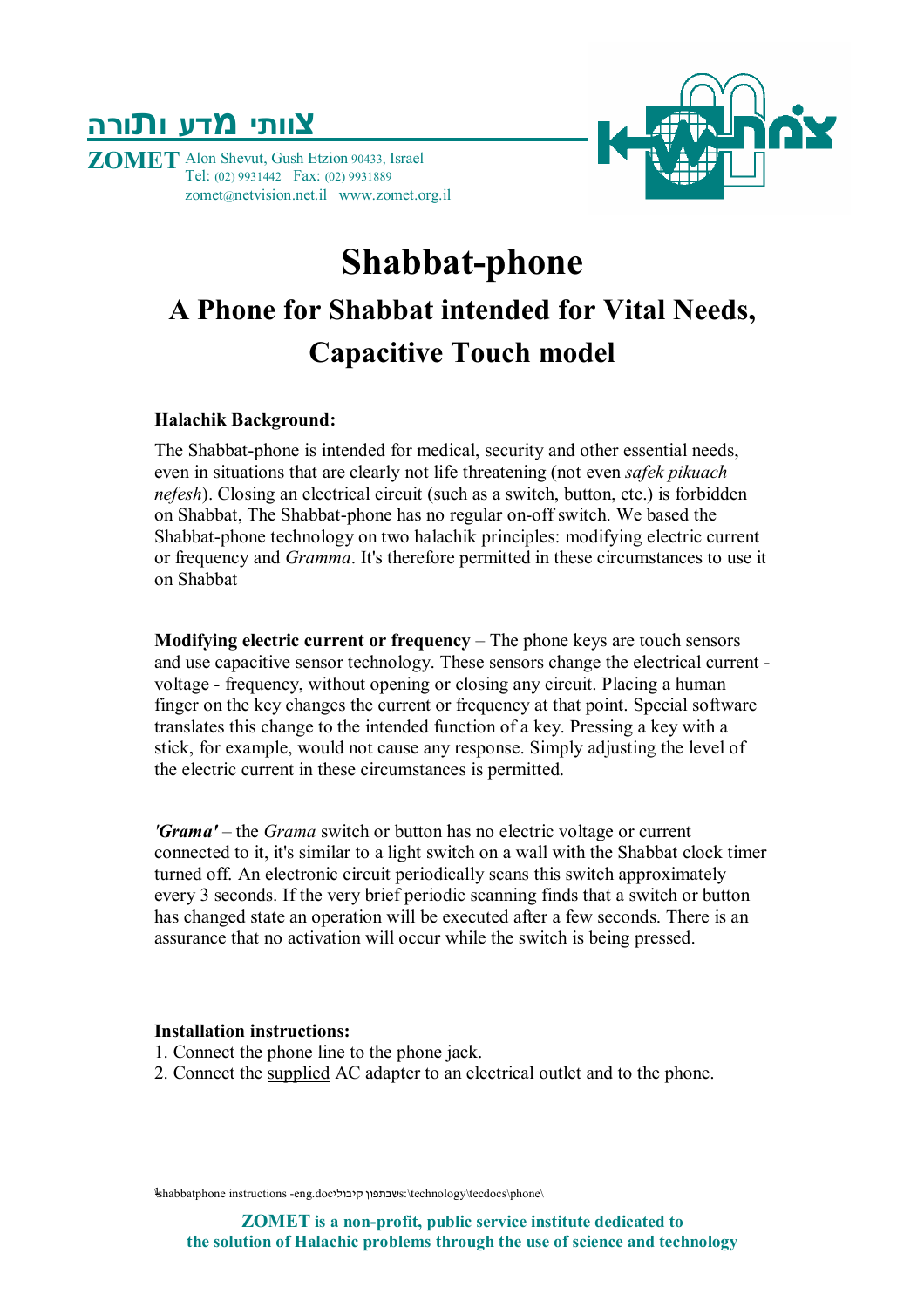צוותי מדע ותורה

**ZOMET** Alon Shevut, Gush Etzion 90433, Israel
Tel: (02) 9931442 Fax: (02) 9931889
zomet@netvision.net.il www.zomet.org.il

# Shabbat-phone

## A Phone for Shabbat intended for Vital Needs, Capacitive Touch model

**Halachik Background:**

The Shabbat-phone is intended for medical, security and other essential needs, even in situations that are clearly not life threatening (not even *safek pikuach nefesh*). Closing an electrical circuit (such as a switch, button, etc.) is forbidden on Shabbat, The Shabbat-phone has no regular on-off switch. We based the Shabbat-phone technology on two halachik principles: modifying electric current or frequency and *Gramma*. It's therefore permitted in these circumstances to use it on Shabbat

**Modifying electric current or frequency** – The phone keys are touch sensors and use capacitive sensor technology. These sensors change the electrical current - voltage - frequency, without opening or closing any circuit. Placing a human finger on the key changes the current or frequency at that point. Special software translates this change to the intended function of a key. Pressing a key with a stick, for example, would not cause any response. Simply adjusting the level of the electric current in these circumstances is permitted.

***'Grama'*** – the *Grama* switch or button has no electric voltage or current connected to it, it's similar to a light switch on a wall with the Shabbat clock timer turned off. An electronic circuit periodically scans this switch approximately every 3 seconds. If the very brief periodic scanning finds that a switch or button has changed state an operation will be executed after a few seconds. There is an assurance that no activation will occur while the switch is being pressed.

**Installation instructions:**

1. Connect the phone line to the phone jack.
2. Connect the supplied AC adapter to an electrical outlet and to the phone.

**ZOMET is a non-profit, public service institute dedicated to the solution of Halachic problems through the use of science and technology**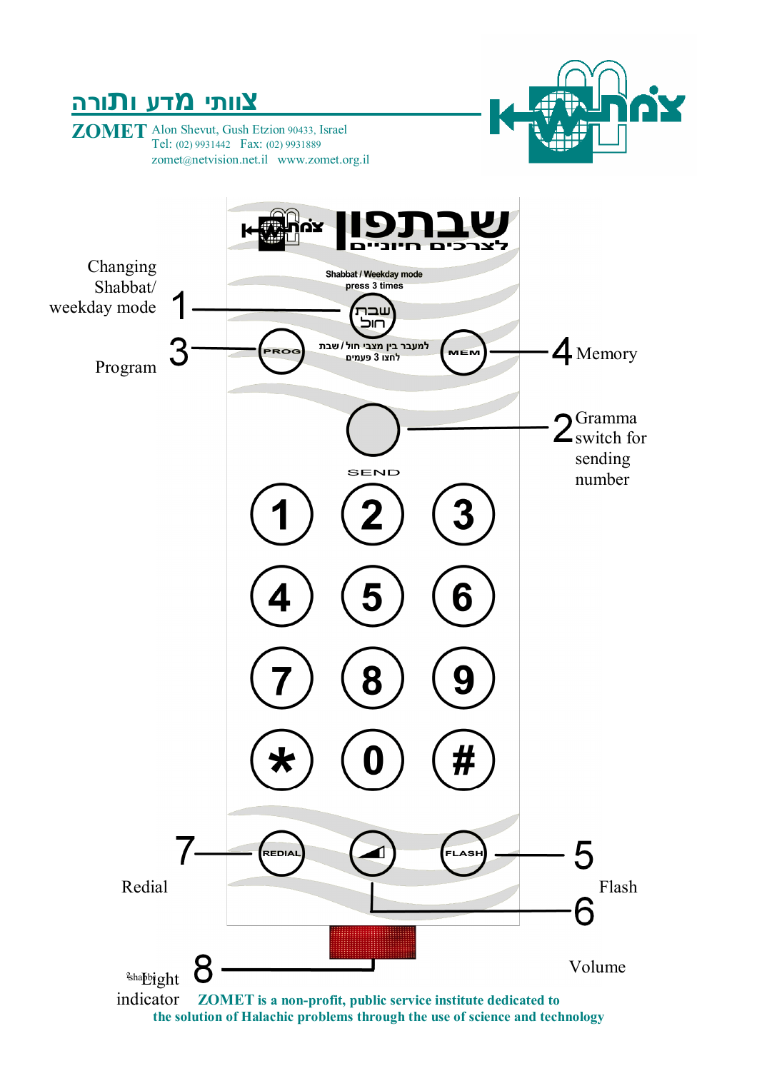# צוותי מדע ותורה

**ZOMET** Alon Shevut, Gush Etzion 90433, Israel
Tel: (02) 9931442 Fax: (02) 9931889
zomet@netvision.net.il www.zomet.org.il

**שבתפון**
לצרכים חיוניים

Shabbat / Weekday mode
press 3 times

שבת
חול

למעבר בין מצבי חול / שבת
לחצו 3 פעמים

1 — Changing Shabbat/ weekday mode

2 — Gramma switch for sending number

3 — Program (PROG)

4 — Memory (MEM)

5 — Flash (FLASH)

6 — Volume

7 — Redial (REDIAL)

8 — Light indicator

SEND

1 2 3
4 5 6
7 8 9
* 0 #

**ZOMET is a non-profit, public service institute dedicated to the solution of Halachic problems through the use of science and technology**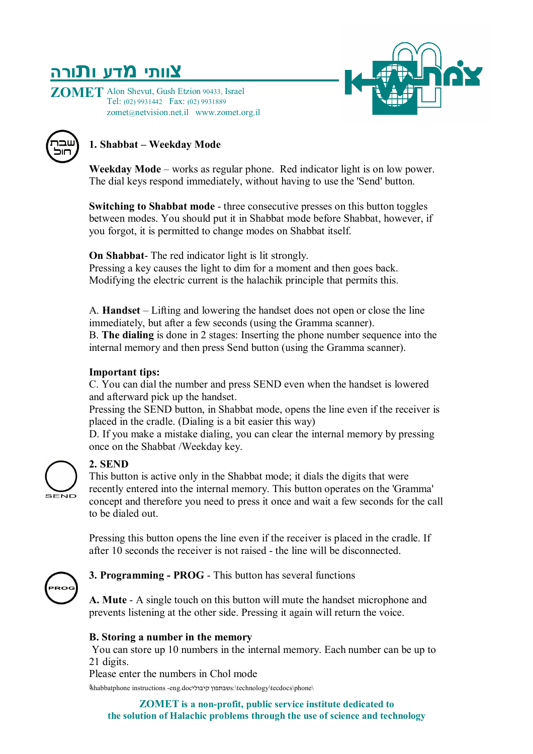# צוותי מדע ותורה

**ZOMET** Alon Shevut, Gush Etzion 90433, Israel
Tel: (02) 9931442 Fax: (02) 9931889
zomet@netvision.net.il www.zomet.org.il

## 1. Shabbat – Weekday Mode

**Weekday Mode** – works as regular phone. Red indicator light is on low power. The dial keys respond immediately, without having to use the 'Send' button.

**Switching to Shabbat mode** - three consecutive presses on this button toggles between modes. You should put it in Shabbat mode before Shabbat, however, if you forgot, it is permitted to change modes on Shabbat itself.

**On Shabbat**- The red indicator light is lit strongly.
Pressing a key causes the light to dim for a moment and then goes back.
Modifying the electric current is the halachik principle that permits this.

A. **Handset** – Lifting and lowering the handset does not open or close the line immediately, but after a few seconds (using the Gramma scanner).
B. **The dialing** is done in 2 stages: Inserting the phone number sequence into the internal memory and then press Send button (using the Gramma scanner).

**Important tips:**
C. You can dial the number and press SEND even when the handset is lowered and afterward pick up the handset.
Pressing the SEND button, in Shabbat mode, opens the line even if the receiver is placed in the cradle. (Dialing is a bit easier this way)
D. If you make a mistake dialing, you can clear the internal memory by pressing once on the Shabbat /Weekday key.

## 2. SEND

This button is active only in the Shabbat mode; it dials the digits that were recently entered into the internal memory. This button operates on the 'Gramma' concept and therefore you need to press it once and wait a few seconds for the call to be dialed out.

Pressing this button opens the line even if the receiver is placed in the cradle. If after 10 seconds the receiver is not raised - the line will be disconnected.

## 3. Programming - PROG - This button has several functions

**A. Mute** - A single touch on this button will mute the handset microphone and prevents listening at the other side. Pressing it again will return the voice.

**B. Storing a number in the memory**
You can store up 10 numbers in the internal memory. Each number can be up to 21 digits.
Please enter the numbers in Chol mode

**ZOMET is a non-profit, public service institute dedicated to the solution of Halachic problems through the use of science and technology**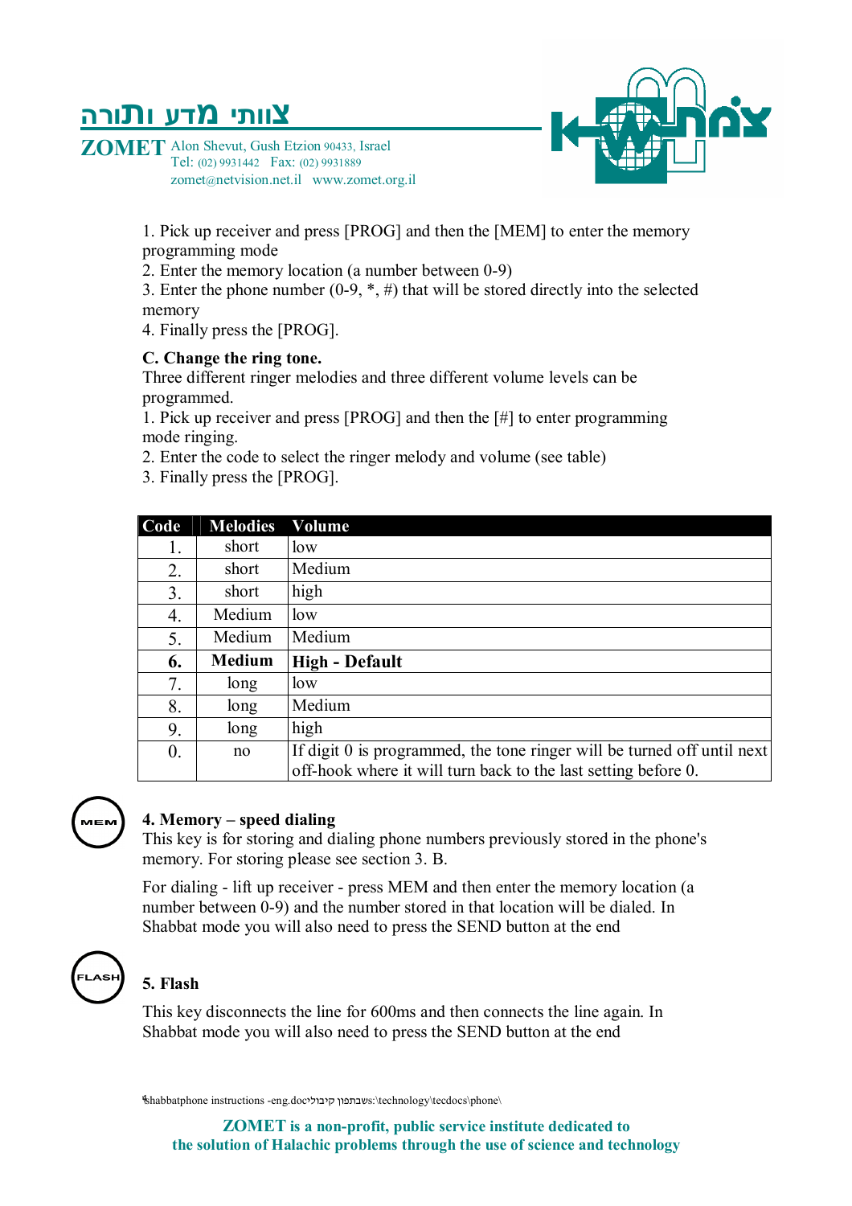1. Pick up receiver and press [PROG] and then the [MEM] to enter the memory programming mode
2. Enter the memory location (a number between 0-9)
3. Enter the phone number (0-9, *, #) that will be stored directly into the selected memory
4. Finally press the [PROG].

**C. Change the ring tone.**

Three different ringer melodies and three different volume levels can be programmed.

1. Pick up receiver and press [PROG] and then the [#] to enter programming mode ringing.
2. Enter the code to select the ringer melody and volume (see table)
3. Finally press the [PROG].

| Code | Melodies | Volume |
|---|---|---|
| 1. | short | low |
| 2. | short | Medium |
| 3. | short | high |
| 4. | Medium | low |
| 5. | Medium | Medium |
| **6.** | **Medium** | **High - Default** |
| 7. | long | low |
| 8. | long | Medium |
| 9. | long | high |
| 0. | no | If digit 0 is programmed, the tone ringer will be turned off until next off-hook where it will turn back to the last setting before 0. |

MEM

**4. Memory – speed dialing**

This key is for storing and dialing phone numbers previously stored in the phone's memory. For storing please see section 3. B.

For dialing - lift up receiver - press MEM and then enter the memory location (a number between 0-9) and the number stored in that location will be dialed. In Shabbat mode you will also need to press the SEND button at the end

FLASH

**5. Flash**

This key disconnects the line for 600ms and then connects the line again. In Shabbat mode you will also need to press the SEND button at the end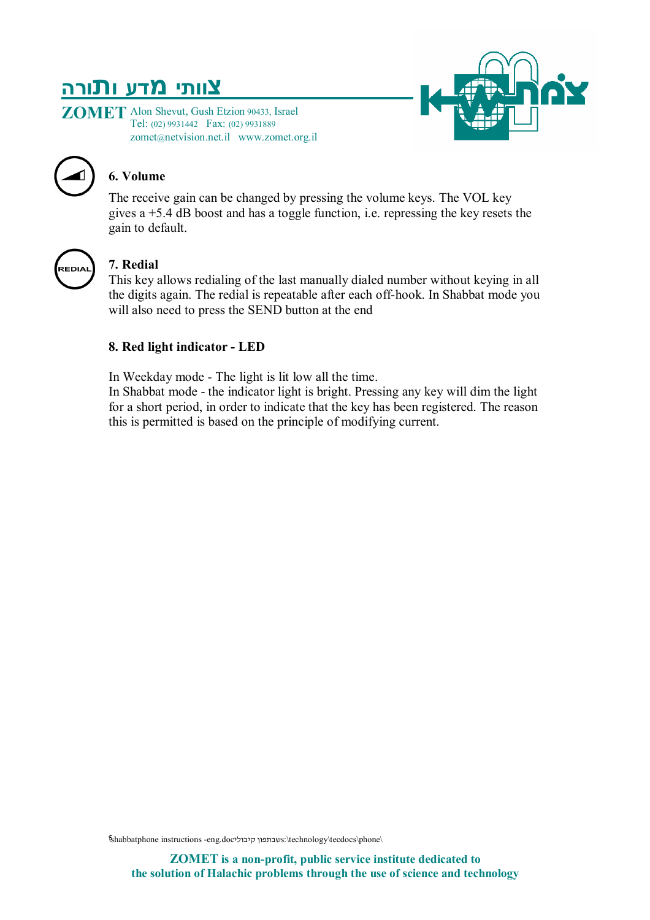## 6. Volume

The receive gain can be changed by pressing the volume keys. The VOL key gives a +5.4 dB boost and has a toggle function, i.e. repressing the key resets the gain to default.

## 7. Redial

This key allows redialing of the last manually dialed number without keying in all the digits again. The redial is repeatable after each off-hook. In Shabbat mode you will also need to press the SEND button at the end

## 8. Red light indicator - LED

In Weekday mode - The light is lit low all the time.
In Shabbat mode - the indicator light is bright. Pressing any key will dim the light for a short period, in order to indicate that the key has been registered. The reason this is permitted is based on the principle of modifying current.